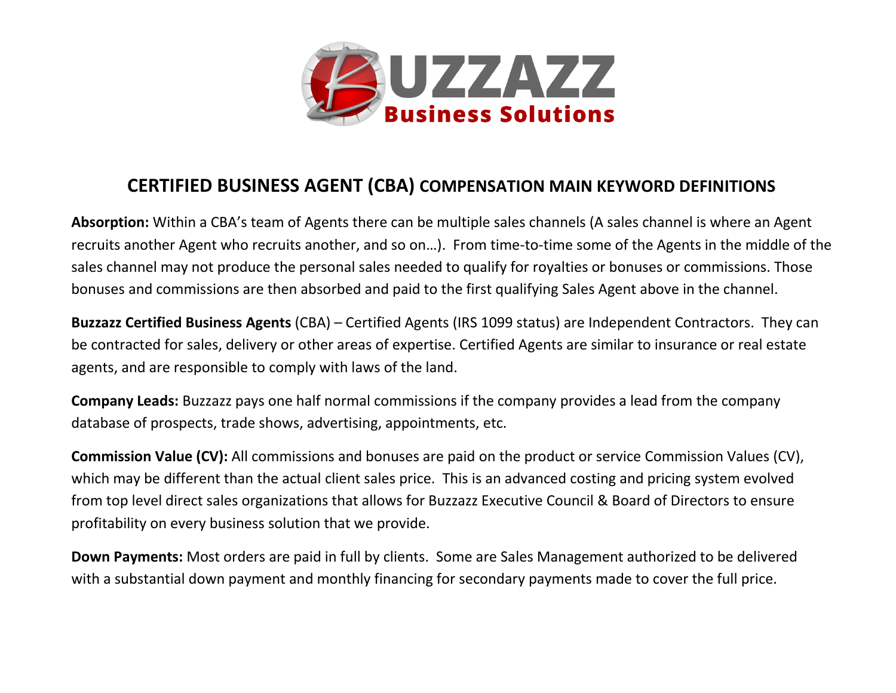BUZZAZZ Business Solutions

# CERTIFIED BUSINESS AGENT (CBA) COMPENSATION MAIN KEYWORD DEFINITIONS

**Absorption:** Within a CBA's team of Agents there can be multiple sales channels (A sales channel is where an Agent recruits another Agent who recruits another, and so on…). From time-to-time some of the Agents in the middle of the sales channel may not produce the personal sales needed to qualify for royalties or bonuses or commissions. Those bonuses and commissions are then absorbed and paid to the first qualifying Sales Agent above in the channel.

**Buzzazz Certified Business Agents** (CBA) – Certified Agents (IRS 1099 status) are Independent Contractors. They can be contracted for sales, delivery or other areas of expertise. Certified Agents are similar to insurance or real estate agents, and are responsible to comply with laws of the land.

**Company Leads:** Buzzazz pays one half normal commissions if the company provides a lead from the company database of prospects, trade shows, advertising, appointments, etc.

**Commission Value (CV):** All commissions and bonuses are paid on the product or service Commission Values (CV), which may be different than the actual client sales price. This is an advanced costing and pricing system evolved from top level direct sales organizations that allows for Buzzazz Executive Council & Board of Directors to ensure profitability on every business solution that we provide.

**Down Payments:** Most orders are paid in full by clients. Some are Sales Management authorized to be delivered with a substantial down payment and monthly financing for secondary payments made to cover the full price.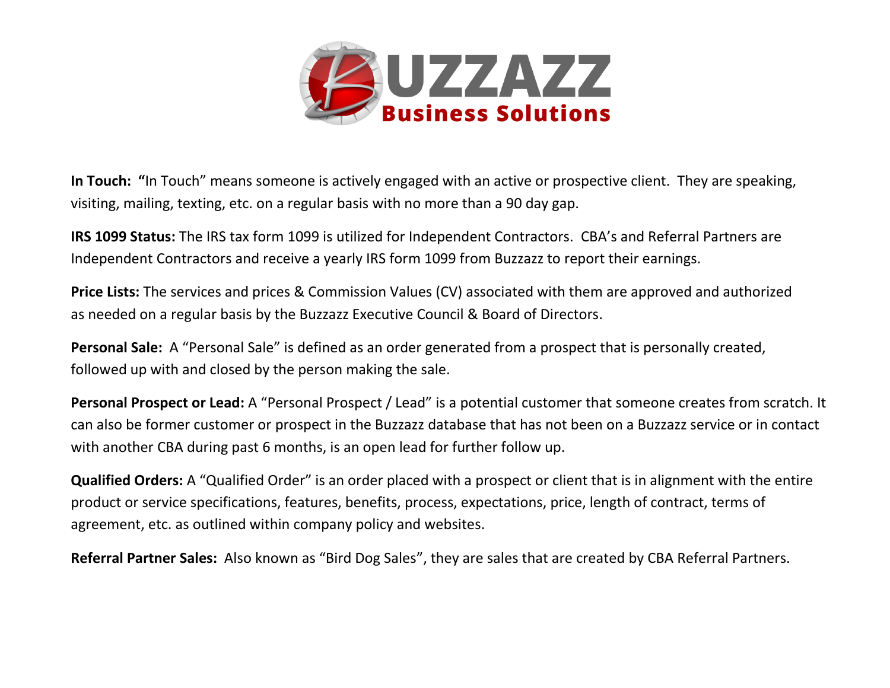**In Touch:** "In Touch" means someone is actively engaged with an active or prospective client. They are speaking, visiting, mailing, texting, etc. on a regular basis with no more than a 90 day gap.

**IRS 1099 Status:** The IRS tax form 1099 is utilized for Independent Contractors. CBA's and Referral Partners are Independent Contractors and receive a yearly IRS form 1099 from Buzzazz to report their earnings.

**Price Lists:** The services and prices & Commission Values (CV) associated with them are approved and authorized as needed on a regular basis by the Buzzazz Executive Council & Board of Directors.

**Personal Sale:** A "Personal Sale" is defined as an order generated from a prospect that is personally created, followed up with and closed by the person making the sale.

**Personal Prospect or Lead:** A "Personal Prospect / Lead" is a potential customer that someone creates from scratch. It can also be former customer or prospect in the Buzzazz database that has not been on a Buzzazz service or in contact with another CBA during past 6 months, is an open lead for further follow up.

**Qualified Orders:** A "Qualified Order" is an order placed with a prospect or client that is in alignment with the entire product or service specifications, features, benefits, process, expectations, price, length of contract, terms of agreement, etc. as outlined within company policy and websites.

**Referral Partner Sales:** Also known as "Bird Dog Sales", they are sales that are created by CBA Referral Partners.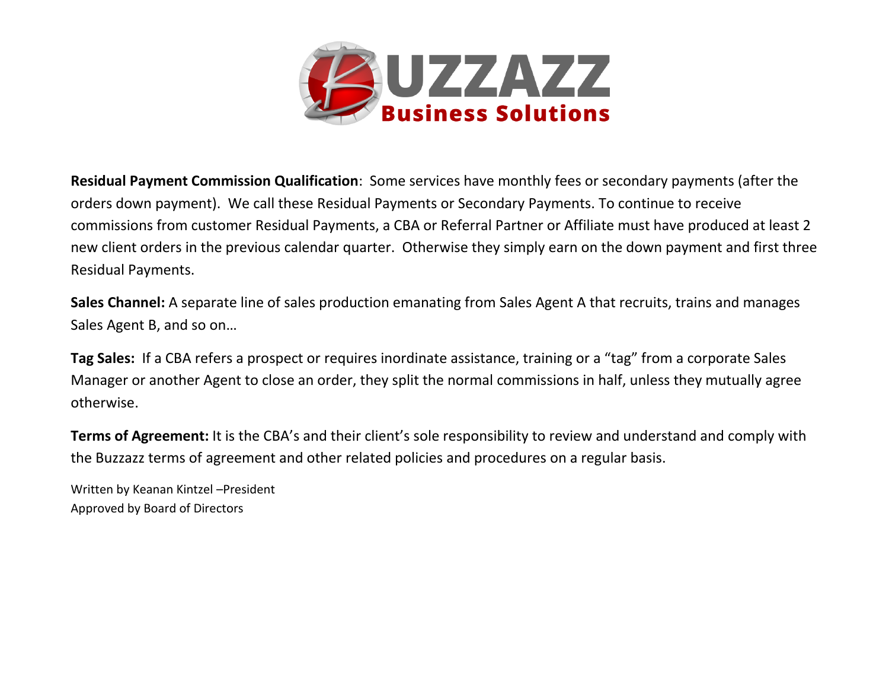**Residual Payment Commission Qualification**: Some services have monthly fees or secondary payments (after the orders down payment). We call these Residual Payments or Secondary Payments. To continue to receive commissions from customer Residual Payments, a CBA or Referral Partner or Affiliate must have produced at least 2 new client orders in the previous calendar quarter. Otherwise they simply earn on the down payment and first three Residual Payments.

**Sales Channel:** A separate line of sales production emanating from Sales Agent A that recruits, trains and manages Sales Agent B, and so on…

**Tag Sales:** If a CBA refers a prospect or requires inordinate assistance, training or a "tag" from a corporate Sales Manager or another Agent to close an order, they split the normal commissions in half, unless they mutually agree otherwise.

**Terms of Agreement:** It is the CBA's and their client's sole responsibility to review and understand and comply with the Buzzazz terms of agreement and other related policies and procedures on a regular basis.

Written by Keanan Kintzel –President
Approved by Board of Directors